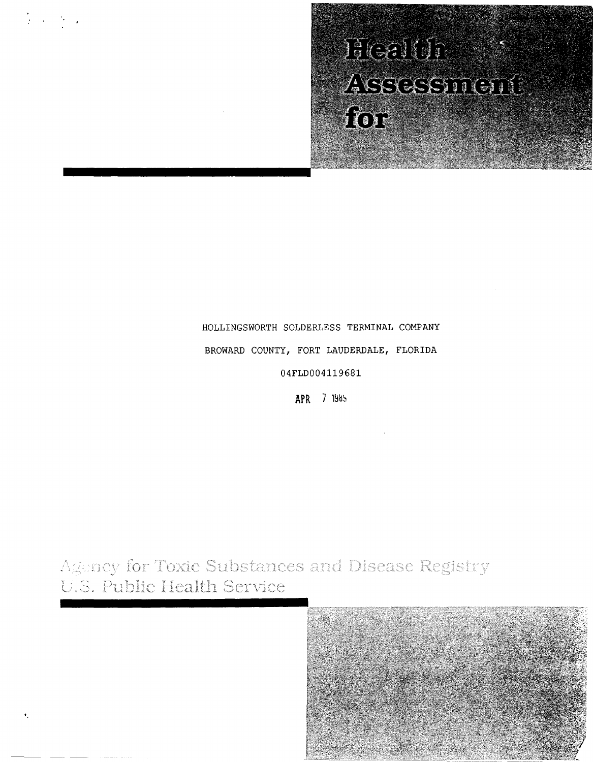# Health Assessment for

HOLLINGSWORTH SOLDERLESS TERMINAL COMPANY

BROWARD COUNTY, FORT LAUDERDALE, FLORIDA

04FLD004119681

APR 7 1985

Agency for Toxic Substances and Disease Registry
U.S. Public Health Service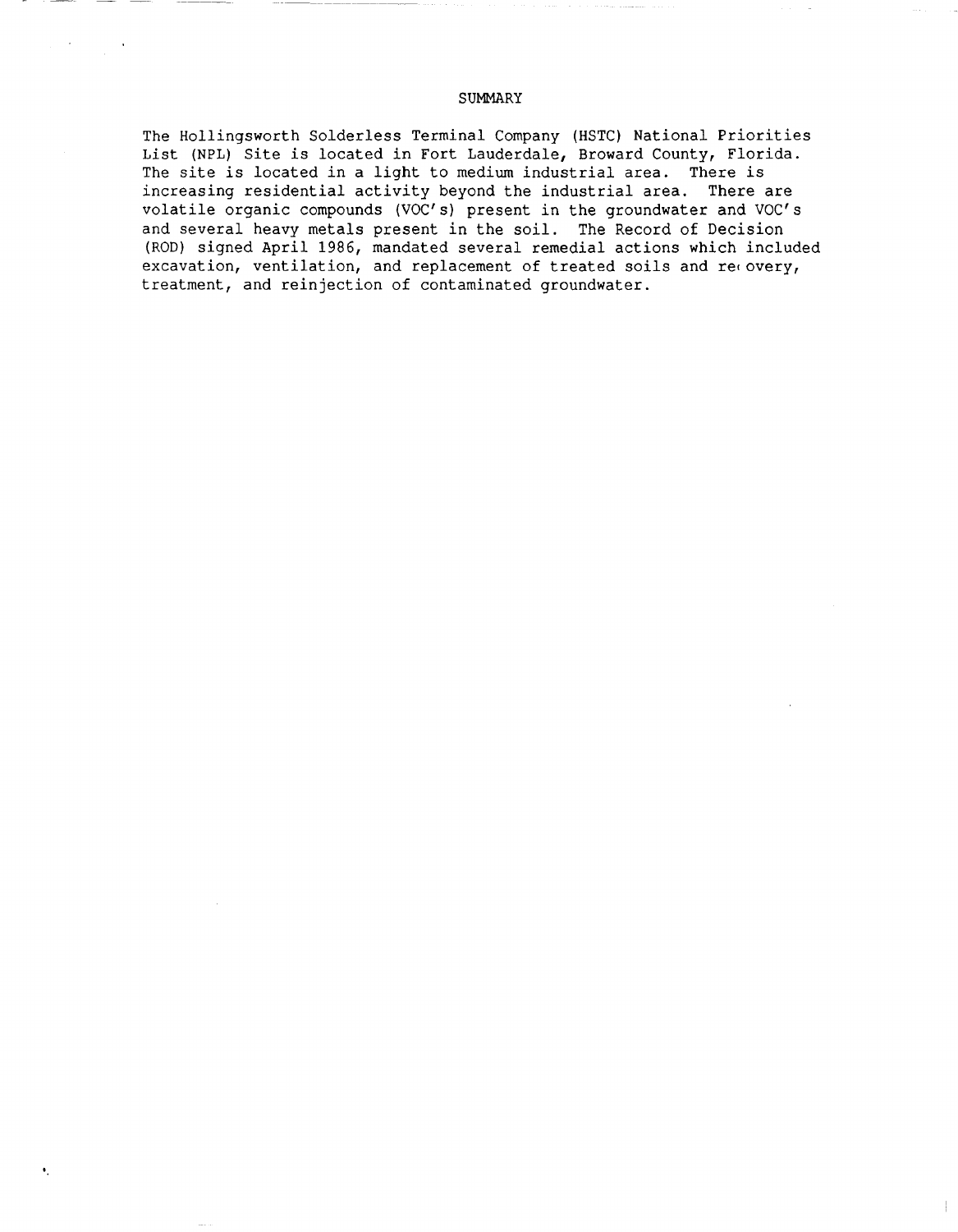# SUMMARY

The Hollingsworth Solderless Terminal Company (HSTC) National Priorities List (NPL) Site is located in Fort Lauderdale, Broward County, Florida. The site is located in a light to medium industrial area. There is increasing residential activity beyond the industrial area. There are volatile organic compounds (VOC's) present in the groundwater and VOC's and several heavy metals present in the soil. The Record of Decision (ROD) signed April 1986, mandated several remedial actions which included excavation, ventilation, and replacement of treated soils and recovery, treatment, and reinjection of contaminated groundwater.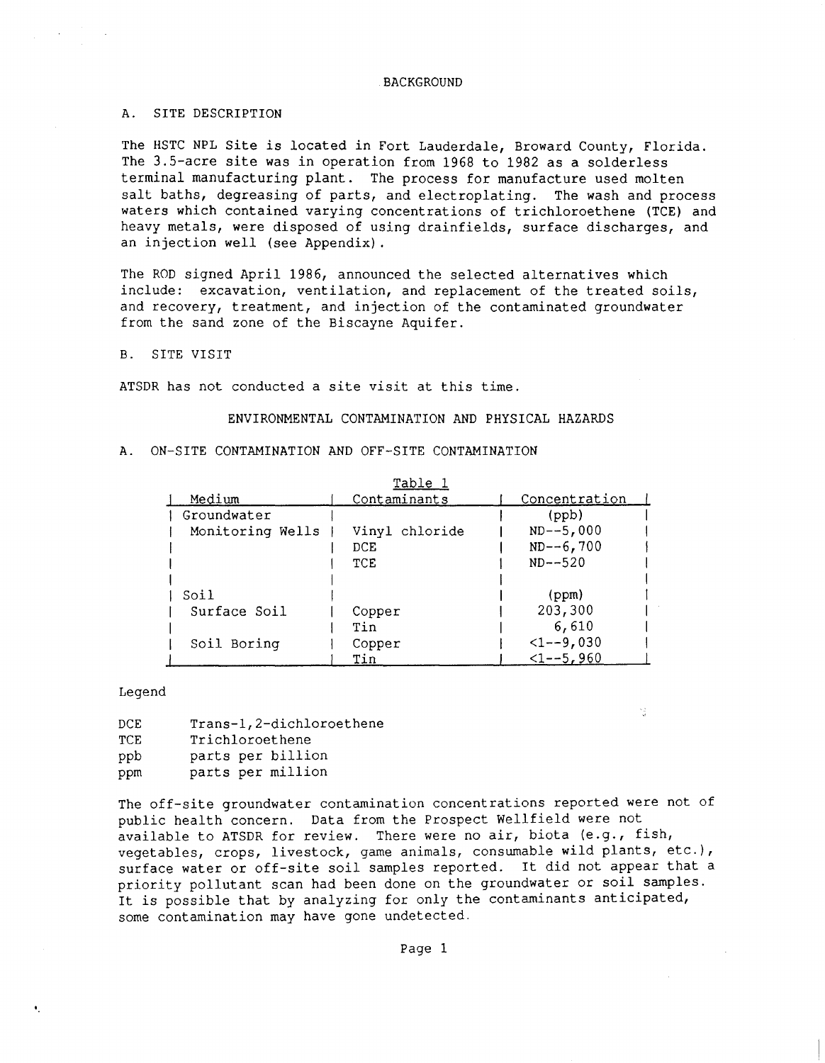# BACKGROUND

## A. SITE DESCRIPTION

The HSTC NPL Site is located in Fort Lauderdale, Broward County, Florida. The 3.5-acre site was in operation from 1968 to 1982 as a solderless terminal manufacturing plant. The process for manufacture used molten salt baths, degreasing of parts, and electroplating. The wash and process waters which contained varying concentrations of trichloroethene (TCE) and heavy metals, were disposed of using drainfields, surface discharges, and an injection well (see Appendix).

The ROD signed April 1986, announced the selected alternatives which include: excavation, ventilation, and replacement of the treated soils, and recovery, treatment, and injection of the contaminated groundwater from the sand zone of the Biscayne Aquifer.

## B. SITE VISIT

ATSDR has not conducted a site visit at this time.

# ENVIRONMENTAL CONTAMINATION AND PHYSICAL HAZARDS

## A. ON-SITE CONTAMINATION AND OFF-SITE CONTAMINATION

Table 1

| Medium | Contaminants | Concentration |
|---|---|---|
| Groundwater | | (ppb) |
| Monitoring Wells | Vinyl chloride | ND--5,000 |
| | DCE | ND--6,700 |
| | TCE | ND--520 |
| | | |
| Soil | | (ppm) |
| Surface Soil | Copper | 203,300 |
| | Tin | 6,610 |
| Soil Boring | Copper | <1--9,030 |
| | Tin | <1--5,960 |

Legend

- DCE — Trans-1,2-dichloroethene
- TCE — Trichloroethene
- ppb — parts per billion
- ppm — parts per million

The off-site groundwater contamination concentrations reported were not of public health concern. Data from the Prospect Wellfield were not available to ATSDR for review. There were no air, biota (e.g., fish, vegetables, crops, livestock, game animals, consumable wild plants, etc.), surface water or off-site soil samples reported. It did not appear that a priority pollutant scan had been done on the groundwater or soil samples. It is possible that by analyzing for only the contaminants anticipated, some contamination may have gone undetected.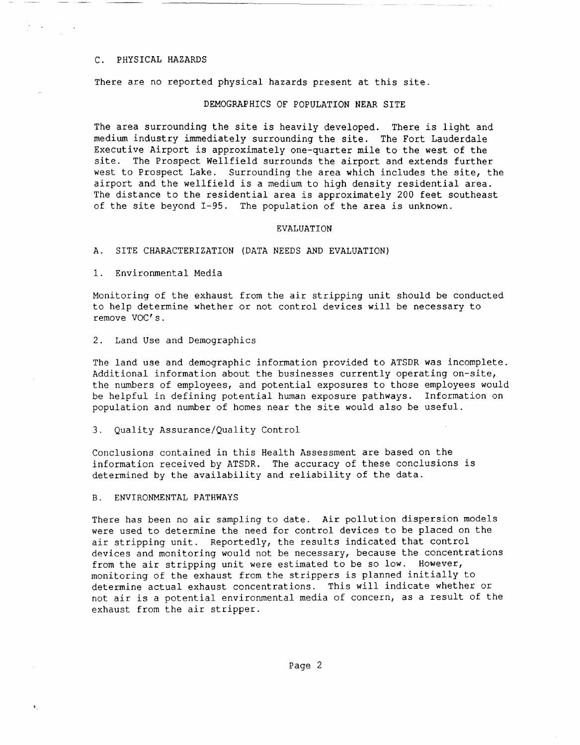### C. PHYSICAL HAZARDS

There are no reported physical hazards present at this site.

## DEMOGRAPHICS OF POPULATION NEAR SITE

The area surrounding the site is heavily developed. There is light and medium industry immediately surrounding the site. The Fort Lauderdale Executive Airport is approximately one-quarter mile to the west of the site. The Prospect Wellfield surrounds the airport and extends further west to Prospect Lake. Surrounding the area which includes the site, the airport and the wellfield is a medium to high density residential area. The distance to the residential area is approximately 200 feet southeast of the site beyond I-95. The population of the area is unknown.

## EVALUATION

### A. SITE CHARACTERIZATION (DATA NEEDS AND EVALUATION)

#### 1. Environmental Media

Monitoring of the exhaust from the air stripping unit should be conducted to help determine whether or not control devices will be necessary to remove VOC's.

#### 2. Land Use and Demographics

The land use and demographic information provided to ATSDR was incomplete. Additional information about the businesses currently operating on-site, the numbers of employees, and potential exposures to those employees would be helpful in defining potential human exposure pathways. Information on population and number of homes near the site would also be useful.

#### 3. Quality Assurance/Quality Control

Conclusions contained in this Health Assessment are based on the information received by ATSDR. The accuracy of these conclusions is determined by the availability and reliability of the data.

### B. ENVIRONMENTAL PATHWAYS

There has been no air sampling to date. Air pollution dispersion models were used to determine the need for control devices to be placed on the air stripping unit. Reportedly, the results indicated that control devices and monitoring would not be necessary, because the concentrations from the air stripping unit were estimated to be so low. However, monitoring of the exhaust from the strippers is planned initially to determine actual exhaust concentrations. This will indicate whether or not air is a potential environmental media of concern, as a result of the exhaust from the air stripper.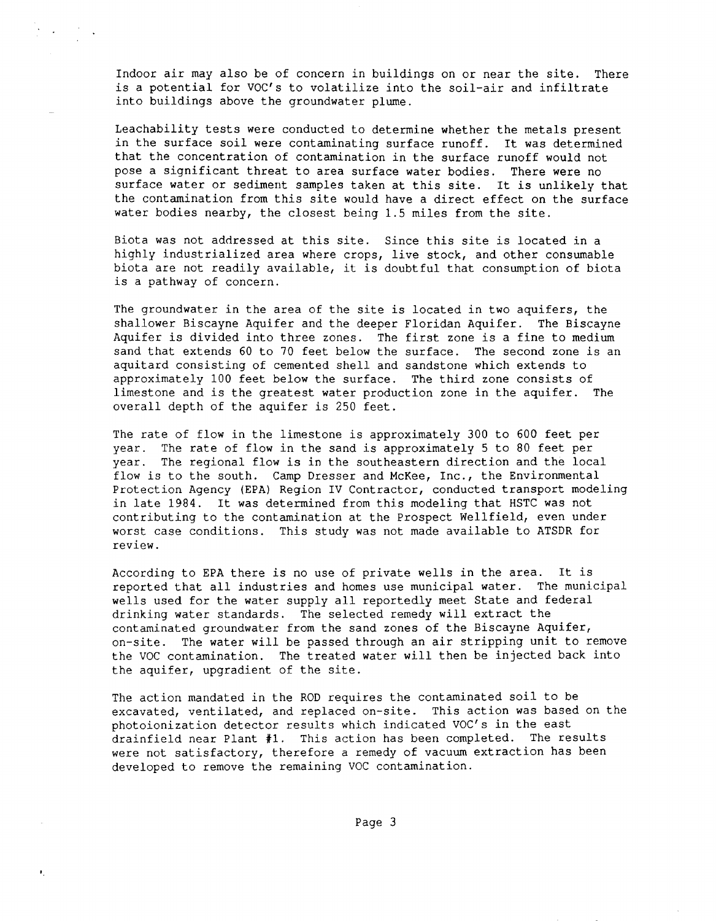Indoor air may also be of concern in buildings on or near the site. There is a potential for VOC's to volatilize into the soil-air and infiltrate into buildings above the groundwater plume.

Leachability tests were conducted to determine whether the metals present in the surface soil were contaminating surface runoff. It was determined that the concentration of contamination in the surface runoff would not pose a significant threat to area surface water bodies. There were no surface water or sediment samples taken at this site. It is unlikely that the contamination from this site would have a direct effect on the surface water bodies nearby, the closest being 1.5 miles from the site.

Biota was not addressed at this site. Since this site is located in a highly industrialized area where crops, live stock, and other consumable biota are not readily available, it is doubtful that consumption of biota is a pathway of concern.

The groundwater in the area of the site is located in two aquifers, the shallower Biscayne Aquifer and the deeper Floridan Aquifer. The Biscayne Aquifer is divided into three zones. The first zone is a fine to medium sand that extends 60 to 70 feet below the surface. The second zone is an aquitard consisting of cemented shell and sandstone which extends to approximately 100 feet below the surface. The third zone consists of limestone and is the greatest water production zone in the aquifer. The overall depth of the aquifer is 250 feet.

The rate of flow in the limestone is approximately 300 to 600 feet per year. The rate of flow in the sand is approximately 5 to 80 feet per year. The regional flow is in the southeastern direction and the local flow is to the south. Camp Dresser and McKee, Inc., the Environmental Protection Agency (EPA) Region IV Contractor, conducted transport modeling in late 1984. It was determined from this modeling that HSTC was not contributing to the contamination at the Prospect Wellfield, even under worst case conditions. This study was not made available to ATSDR for review.

According to EPA there is no use of private wells in the area. It is reported that all industries and homes use municipal water. The municipal wells used for the water supply all reportedly meet State and federal drinking water standards. The selected remedy will extract the contaminated groundwater from the sand zones of the Biscayne Aquifer, on-site. The water will be passed through an air stripping unit to remove the VOC contamination. The treated water will then be injected back into the aquifer, upgradient of the site.

The action mandated in the ROD requires the contaminated soil to be excavated, ventilated, and replaced on-site. This action was based on the photoionization detector results which indicated VOC's in the east drainfield near Plant #1. This action has been completed. The results were not satisfactory, therefore a remedy of vacuum extraction has been developed to remove the remaining VOC contamination.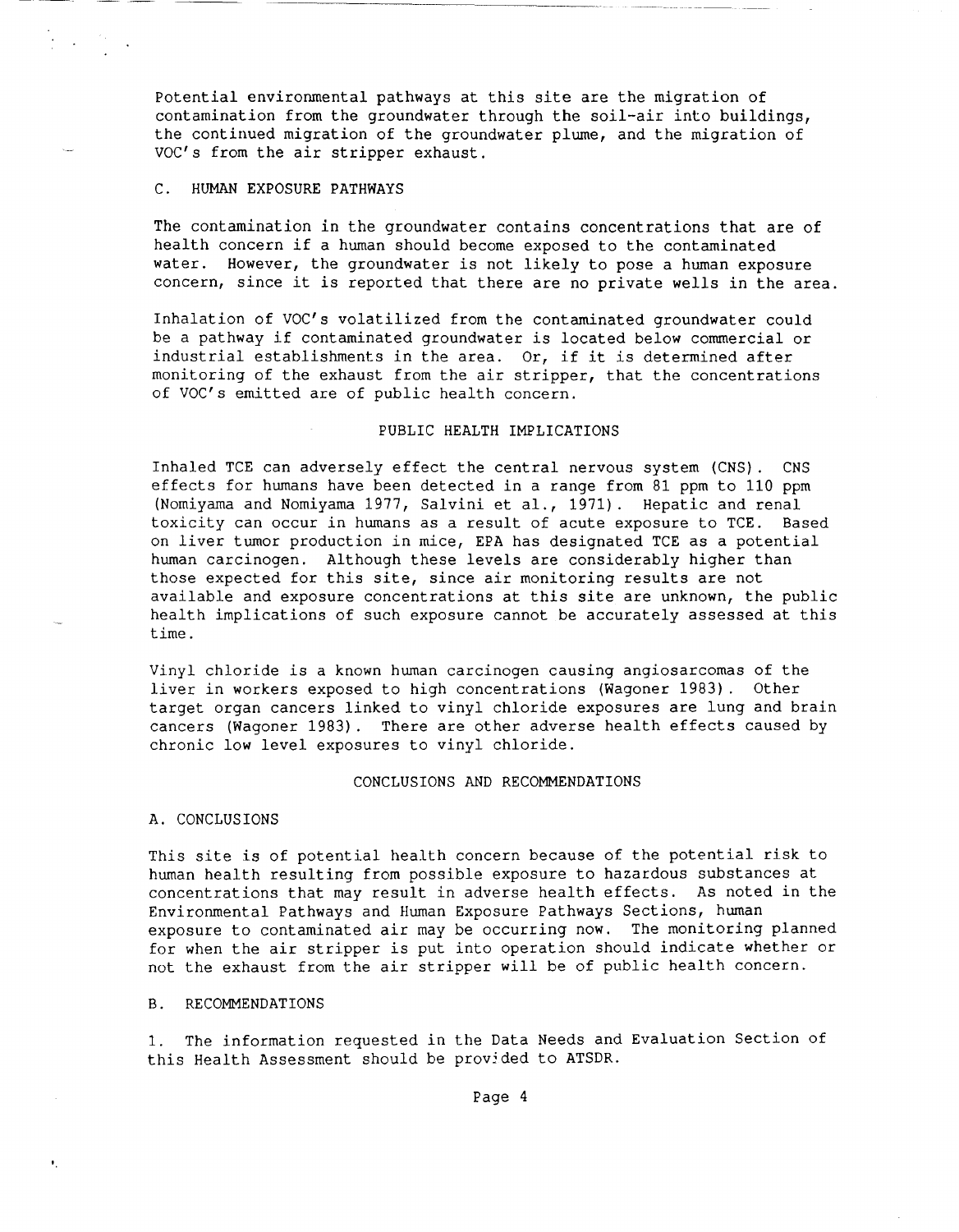Potential environmental pathways at this site are the migration of contamination from the groundwater through the soil-air into buildings, the continued migration of the groundwater plume, and the migration of VOC's from the air stripper exhaust.

### C. HUMAN EXPOSURE PATHWAYS

The contamination in the groundwater contains concentrations that are of health concern if a human should become exposed to the contaminated water. However, the groundwater is not likely to pose a human exposure concern, since it is reported that there are no private wells in the area.

Inhalation of VOC's volatilized from the contaminated groundwater could be a pathway if contaminated groundwater is located below commercial or industrial establishments in the area. Or, if it is determined after monitoring of the exhaust from the air stripper, that the concentrations of VOC's emitted are of public health concern.

## PUBLIC HEALTH IMPLICATIONS

Inhaled TCE can adversely effect the central nervous system (CNS). CNS effects for humans have been detected in a range from 81 ppm to 110 ppm (Nomiyama and Nomiyama 1977, Salvini et al., 1971). Hepatic and renal toxicity can occur in humans as a result of acute exposure to TCE. Based on liver tumor production in mice, EPA has designated TCE as a potential human carcinogen. Although these levels are considerably higher than those expected for this site, since air monitoring results are not available and exposure concentrations at this site are unknown, the public health implications of such exposure cannot be accurately assessed at this time.

Vinyl chloride is a known human carcinogen causing angiosarcomas of the liver in workers exposed to high concentrations (Wagoner 1983). Other target organ cancers linked to vinyl chloride exposures are lung and brain cancers (Wagoner 1983). There are other adverse health effects caused by chronic low level exposures to vinyl chloride.

## CONCLUSIONS AND RECOMMENDATIONS

### A. CONCLUSIONS

This site is of potential health concern because of the potential risk to human health resulting from possible exposure to hazardous substances at concentrations that may result in adverse health effects. As noted in the Environmental Pathways and Human Exposure Pathways Sections, human exposure to contaminated air may be occurring now. The monitoring planned for when the air stripper is put into operation should indicate whether or not the exhaust from the air stripper will be of public health concern.

### B. RECOMMENDATIONS

1. The information requested in the Data Needs and Evaluation Section of this Health Assessment should be provided to ATSDR.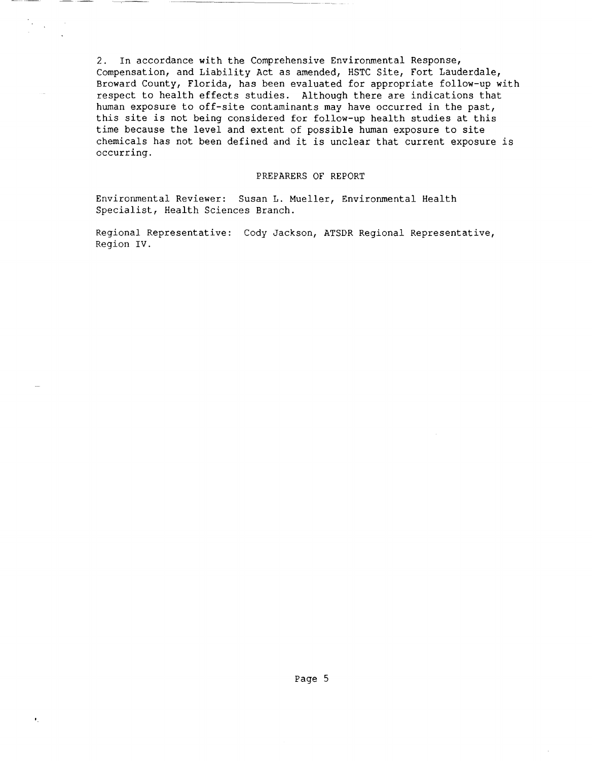2. In accordance with the Comprehensive Environmental Response, Compensation, and Liability Act as amended, HSTC Site, Fort Lauderdale, Broward County, Florida, has been evaluated for appropriate follow-up with respect to health effects studies. Although there are indications that human exposure to off-site contaminants may have occurred in the past, this site is not being considered for follow-up health studies at this time because the level and extent of possible human exposure to site chemicals has not been defined and it is unclear that current exposure is occurring.

## PREPARERS OF REPORT

Environmental Reviewer: Susan L. Mueller, Environmental Health Specialist, Health Sciences Branch.

Regional Representative: Cody Jackson, ATSDR Regional Representative, Region IV.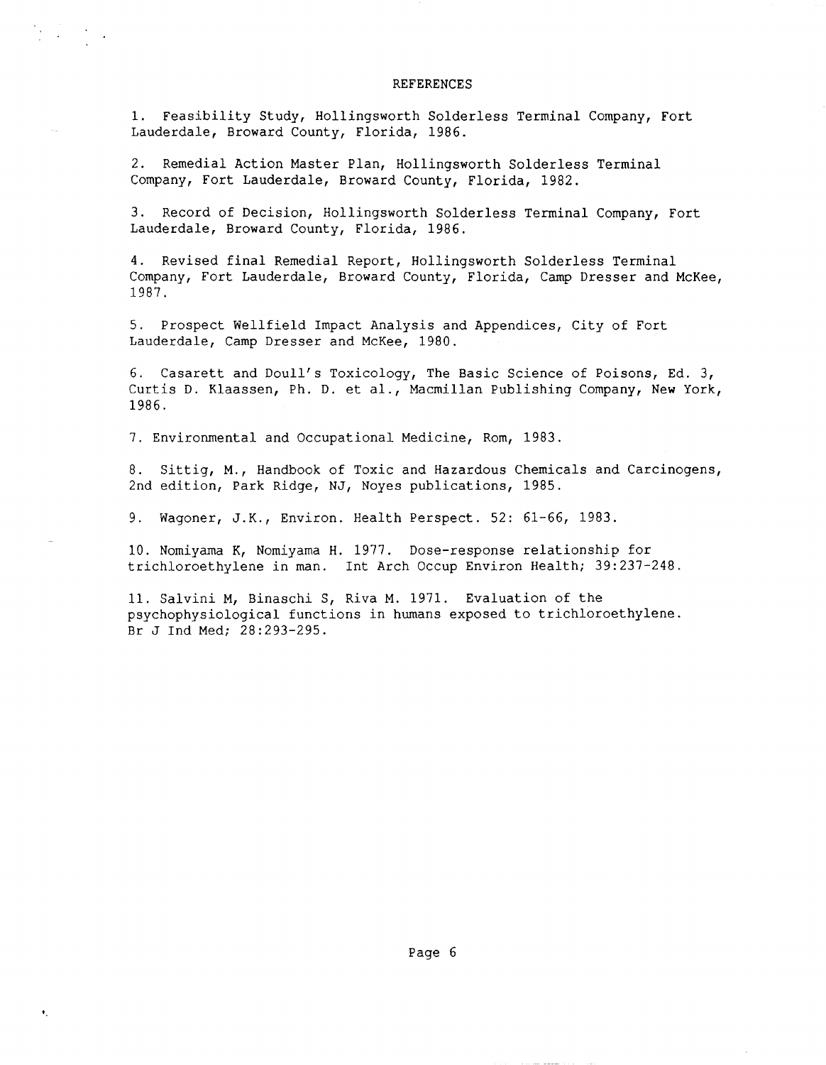## REFERENCES

1. Feasibility Study, Hollingsworth Solderless Terminal Company, Fort Lauderdale, Broward County, Florida, 1986.

2. Remedial Action Master Plan, Hollingsworth Solderless Terminal Company, Fort Lauderdale, Broward County, Florida, 1982.

3. Record of Decision, Hollingsworth Solderless Terminal Company, Fort Lauderdale, Broward County, Florida, 1986.

4. Revised final Remedial Report, Hollingsworth Solderless Terminal Company, Fort Lauderdale, Broward County, Florida, Camp Dresser and McKee, 1987.

5. Prospect Wellfield Impact Analysis and Appendices, City of Fort Lauderdale, Camp Dresser and McKee, 1980.

6. Casarett and Doull's Toxicology, The Basic Science of Poisons, Ed. 3, Curtis D. Klaassen, Ph. D. et al., Macmillan Publishing Company, New York, 1986.

7. Environmental and Occupational Medicine, Rom, 1983.

8. Sittig, M., Handbook of Toxic and Hazardous Chemicals and Carcinogens, 2nd edition, Park Ridge, NJ, Noyes publications, 1985.

9. Wagoner, J.K., Environ. Health Perspect. 52: 61-66, 1983.

10. Nomiyama K, Nomiyama H. 1977. Dose-response relationship for trichloroethylene in man. Int Arch Occup Environ Health; 39:237-248.

11. Salvini M, Binaschi S, Riva M. 1971. Evaluation of the psychophysiological functions in humans exposed to trichloroethylene. Br J Ind Med; 28:293-295.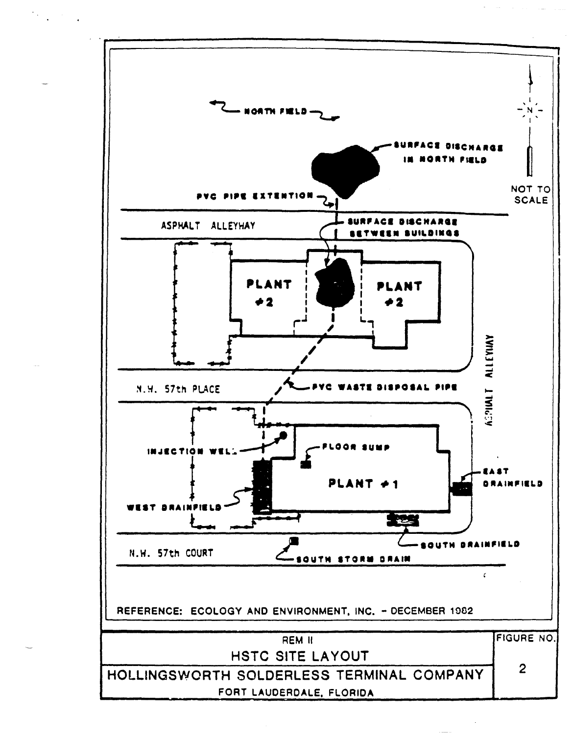NORTH FIELD

SURFACE DISCHARGE IN NORTH FIELD

PVC PIPE EXTENTION

ASPHALT ALLEYWAY

SURFACE DISCHARGE BETWEEN BUILDINGS

PLANT #2

PLANT #2

ASPHALT ALLEYWAY

N.W. 57th PLACE

PVC WASTE DISPOSAL PIPE

INJECTION WELL

FLOOR SUMP

PLANT #1

EAST DRAINFIELD

WEST DRAINFIELD

SOUTH DRAINFIELD

N.W. 57th COURT

SOUTH STORM DRAIN

N

NOT TO SCALE

REFERENCE: ECOLOGY AND ENVIRONMENT, INC. - DECEMBER 1982

| | |
|---|---|
| REM II<br>HSTC SITE LAYOUT | FIGURE NO.<br>2 |
| HOLLINGSWORTH SOLDERLESS TERMINAL COMPANY<br>FORT LAUDERDALE, FLORIDA | |